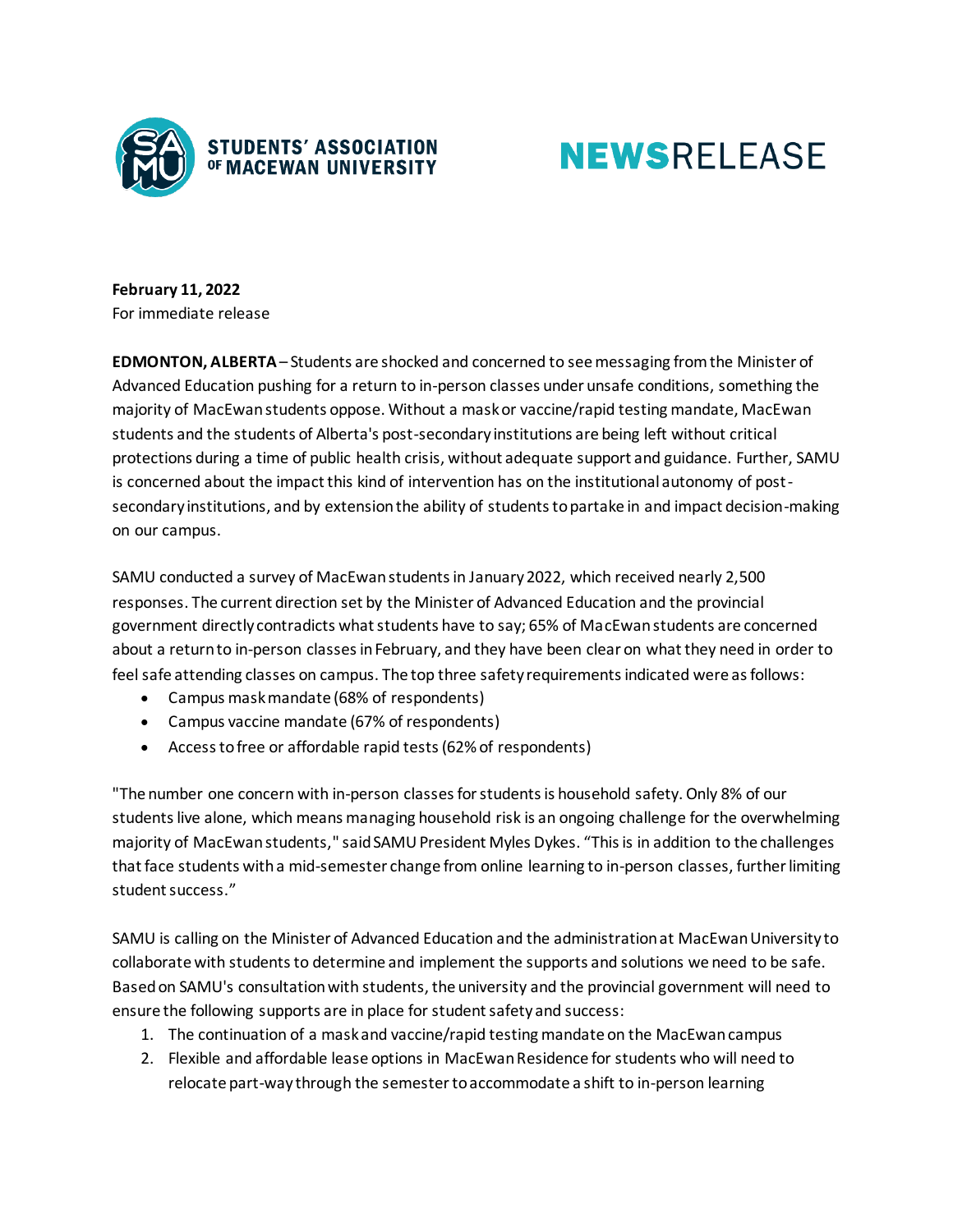STUDENTS' ASSOCIATION OF MACEWAN UNIVERSITY

NEWSRELEASE

**February 11, 2022**
For immediate release

**EDMONTON, ALBERTA** – Students are shocked and concerned to see messaging from the Minister of Advanced Education pushing for a return to in-person classes under unsafe conditions, something the majority of MacEwan students oppose. Without a mask or vaccine/rapid testing mandate, MacEwan students and the students of Alberta's post-secondary institutions are being left without critical protections during a time of public health crisis, without adequate support and guidance. Further, SAMU is concerned about the impact this kind of intervention has on the institutional autonomy of post-secondary institutions, and by extension the ability of students to partake in and impact decision-making on our campus.

SAMU conducted a survey of MacEwan students in January 2022, which received nearly 2,500 responses. The current direction set by the Minister of Advanced Education and the provincial government directly contradicts what students have to say; 65% of MacEwan students are concerned about a return to in-person classes in February, and they have been clear on what they need in order to feel safe attending classes on campus. The top three safety requirements indicated were as follows:

- Campus mask mandate (68% of respondents)
- Campus vaccine mandate (67% of respondents)
- Access to free or affordable rapid tests (62% of respondents)

"The number one concern with in-person classes for students is household safety. Only 8% of our students live alone, which means managing household risk is an ongoing challenge for the overwhelming majority of MacEwan students," said SAMU President Myles Dykes. "This is in addition to the challenges that face students with a mid-semester change from online learning to in-person classes, further limiting student success."

SAMU is calling on the Minister of Advanced Education and the administration at MacEwan University to collaborate with students to determine and implement the supports and solutions we need to be safe. Based on SAMU's consultation with students, the university and the provincial government will need to ensure the following supports are in place for student safety and success:

1. The continuation of a mask and vaccine/rapid testing mandate on the MacEwan campus
2. Flexible and affordable lease options in MacEwan Residence for students who will need to relocate part-way through the semester to accommodate a shift to in-person learning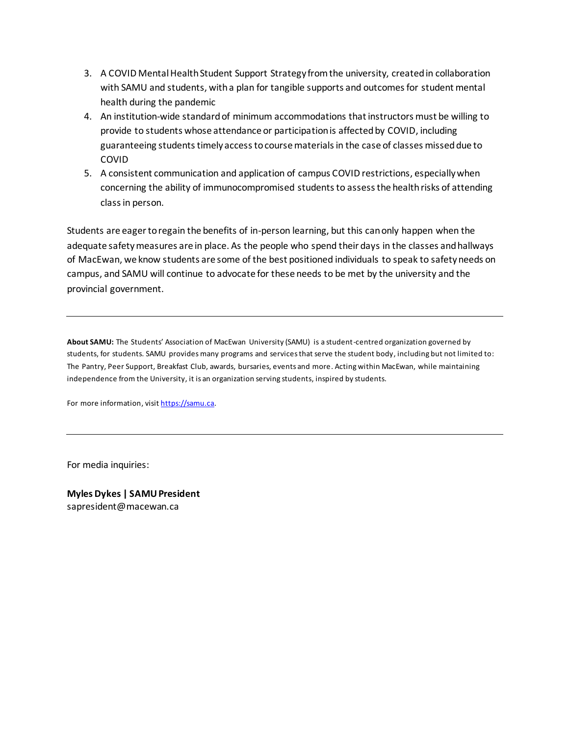3. A COVID Mental Health Student Support Strategy from the university, created in collaboration with SAMU and students, with a plan for tangible supports and outcomes for student mental health during the pandemic
4. An institution-wide standard of minimum accommodations that instructors must be willing to provide to students whose attendance or participation is affected by COVID, including guaranteeing students timely access to course materials in the case of classes missed due to COVID
5. A consistent communication and application of campus COVID restrictions, especially when concerning the ability of immunocompromised students to assess the health risks of attending class in person.

Students are eager to regain the benefits of in-person learning, but this can only happen when the adequate safety measures are in place. As the people who spend their days in the classes and hallways of MacEwan, we know students are some of the best positioned individuals to speak to safety needs on campus, and SAMU will continue to advocate for these needs to be met by the university and the provincial government.

---

**About SAMU:** The Students' Association of MacEwan University (SAMU) is a student-centred organization governed by students, for students. SAMU provides many programs and services that serve the student body, including but not limited to: The Pantry, Peer Support, Breakfast Club, awards, bursaries, events and more. Acting within MacEwan, while maintaining independence from the University, it is an organization serving students, inspired by students.

For more information, visit https://samu.ca.

---

For media inquiries:

**Myles Dykes | SAMU President**
sapresident@macewan.ca